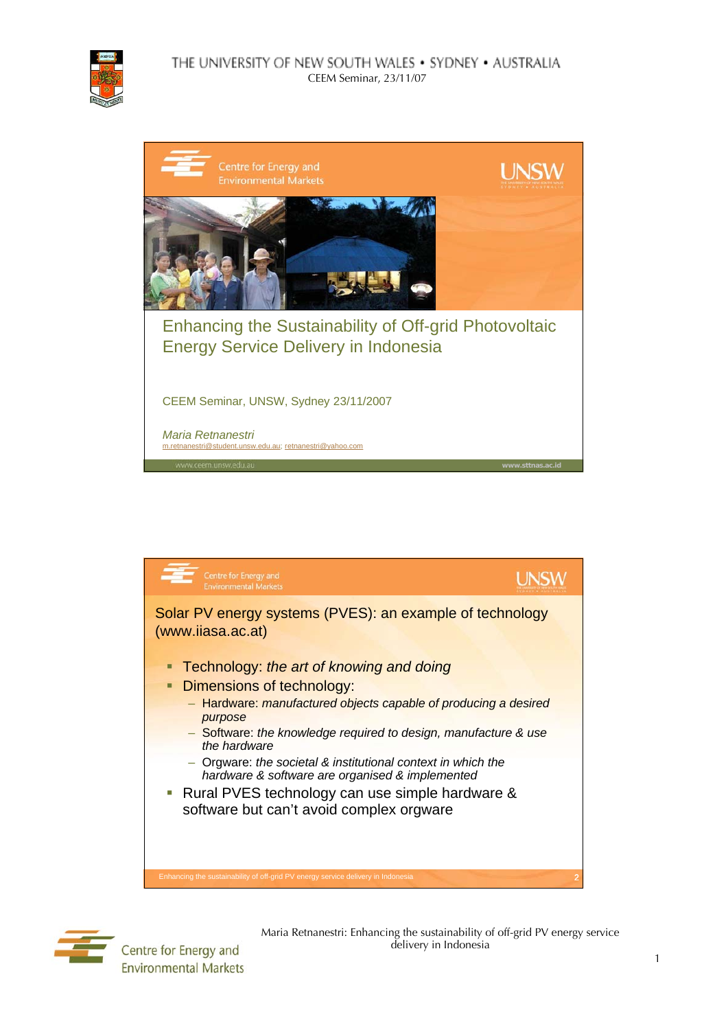# Enhancing the Sustainability of Off-grid Photovoltaic Energy Service Delivery in Indonesia

CEEM Seminar, UNSW, Sydney 23/11/2007

*Maria Retnanestri*
m.retnanestri@student.unsw.edu.au; retnanestri@yahoo.com

www.ceem.unsw.edu.au    www.sttnas.ac.id

---

## Solar PV energy systems (PVES): an example of technology (www.iiasa.ac.at)

- Technology: *the art of knowing and doing*
- Dimensions of technology:
  - Hardware: *manufactured objects capable of producing a desired purpose*
  - Software: *the knowledge required to design, manufacture & use the hardware*
  - Orgware: *the societal & institutional context in which the hardware & software are organised & implemented*
- Rural PVES technology can use simple hardware & software but can't avoid complex orgware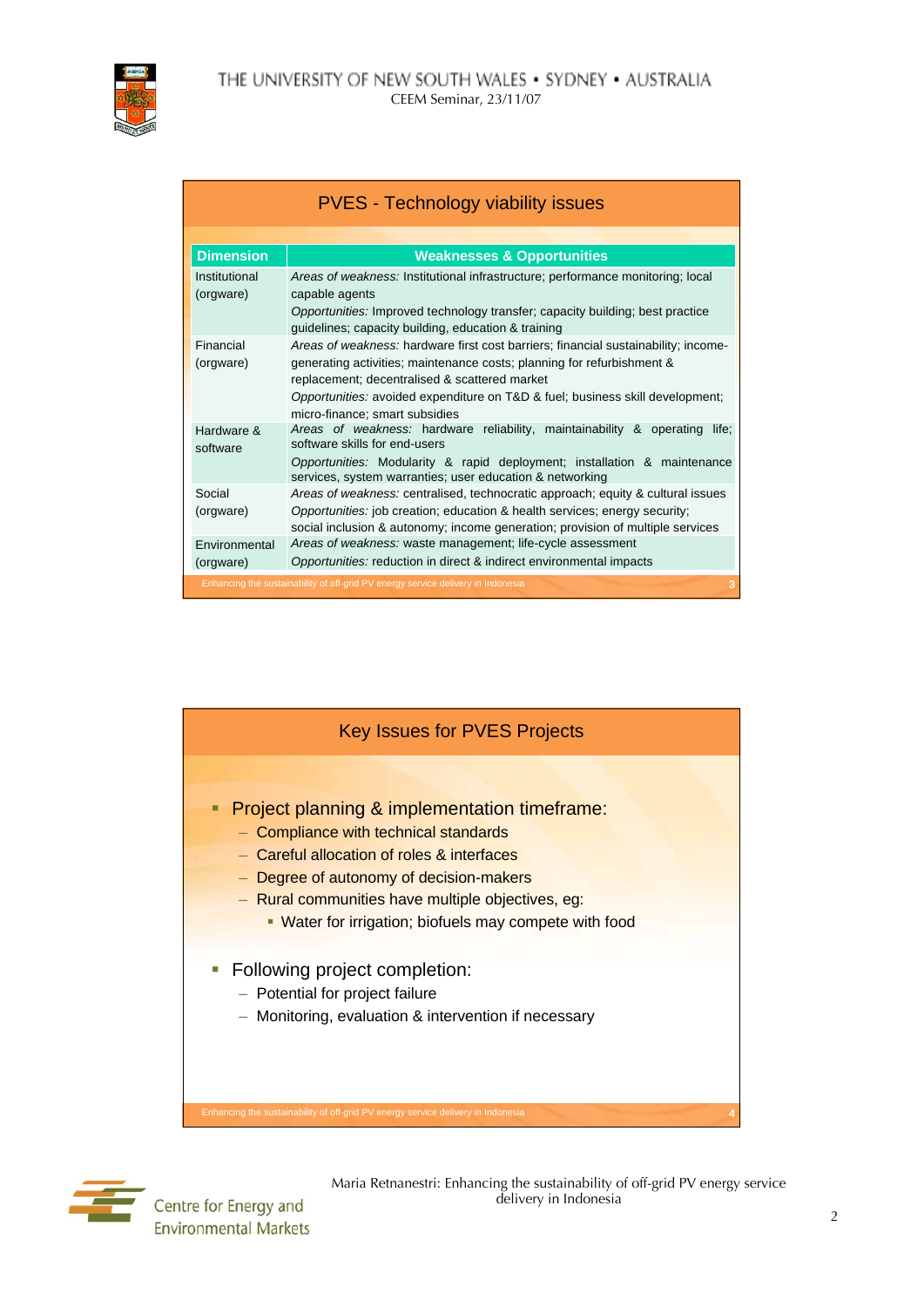## PVES - Technology viability issues

| Dimension | Weaknesses & Opportunities |
|---|---|
| Institutional (orgware) | *Areas of weakness:* Institutional infrastructure; performance monitoring; local capable agents<br>*Opportunities:* Improved technology transfer; capacity building; best practice guidelines; capacity building, education & training |
| Financial (orgware) | *Areas of weakness:* hardware first cost barriers; financial sustainability; income-generating activities; maintenance costs; planning for refurbishment & replacement; decentralised & scattered market<br>*Opportunities:* avoided expenditure on T&D & fuel; business skill development; micro-finance; smart subsidies |
| Hardware & software | *Areas of weakness:* hardware reliability, maintainability & operating life; software skills for end-users<br>*Opportunities:* Modularity & rapid deployment; installation & maintenance services, system warranties; user education & networking |
| Social (orgware) | *Areas of weakness:* centralised, technocratic approach; equity & cultural issues<br>*Opportunities:* job creation; education & health services; energy security; social inclusion & autonomy; income generation; provision of multiple services |
| Environmental (orgware) | *Areas of weakness:* waste management; life-cycle assessment<br>*Opportunities:* reduction in direct & indirect environmental impacts |

## Key Issues for PVES Projects

- Project planning & implementation timeframe:
  - Compliance with technical standards
  - Careful allocation of roles & interfaces
  - Degree of autonomy of decision-makers
  - Rural communities have multiple objectives, eg:
    - Water for irrigation; biofuels may compete with food
- Following project completion:
  - Potential for project failure
  - Monitoring, evaluation & intervention if necessary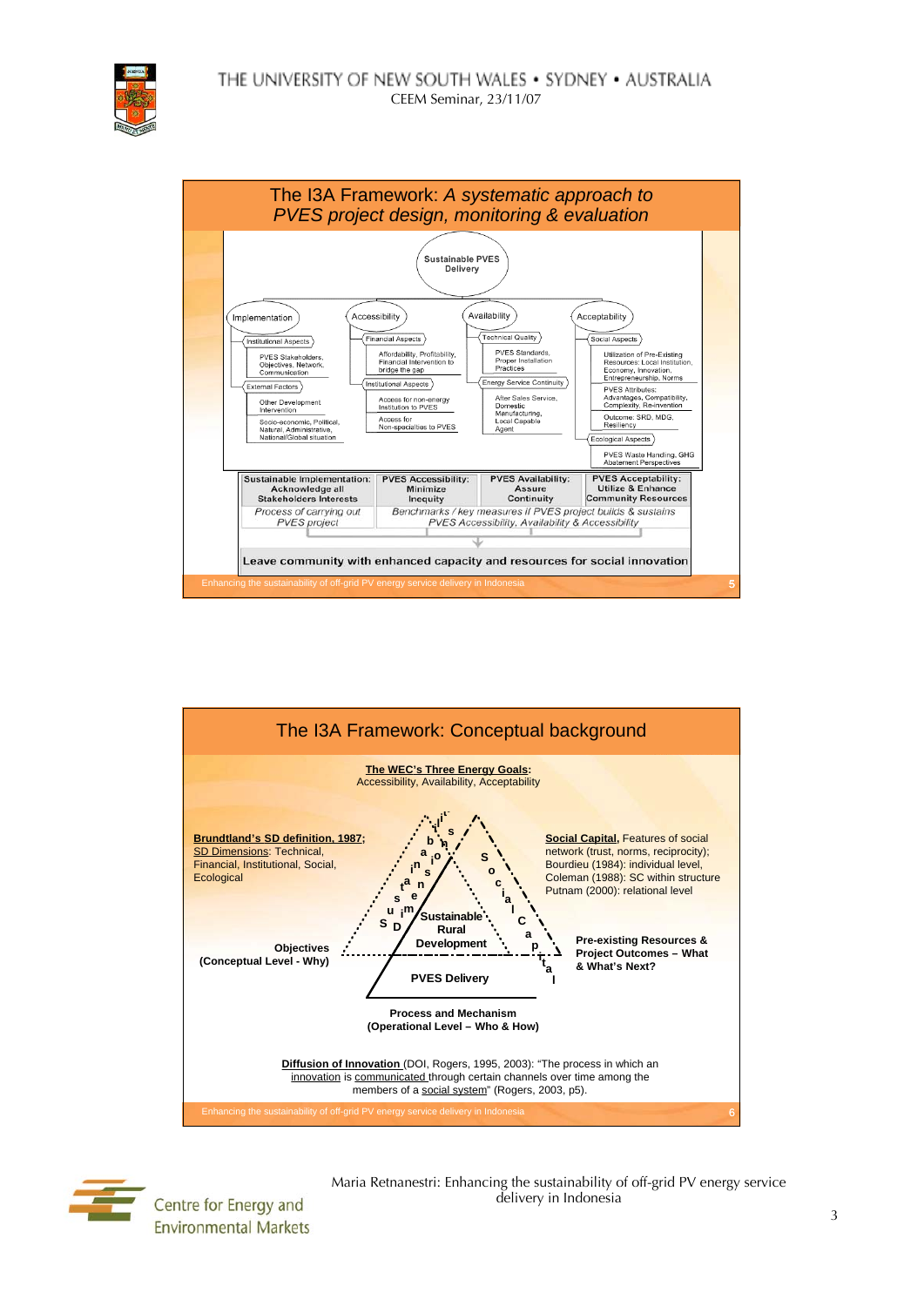## The I3A Framework: *A systematic approach to PVES project design, monitoring & evaluation*

**Sustainable PVES Delivery**

- **Implementation**
  - Institutional Aspects
    - PVES Stakeholders, Objectives, Network, Communication
  - External Factors
    - Other Development Intervention
    - Socio-economic, Political, Natural, Administrative, National/Global situation
- **Accessibility**
  - Financial Aspects
    - Affordability, Profitability, Financial Intervention to bridge the gap
  - Institutional Aspects
    - Access for non-energy Institution to PVES
    - Access for Non-specialties to PVES
- **Availability**
  - Technical Quality
    - PVES Standards, Proper Installation Practices
  - Energy Service Continuity
    - After Sales Service, Domestic Manufacturing, Local Capable Agent
- **Acceptability**
  - Social Aspects
    - Utilization of Pre-Existing Resources: Local Institution, Economy, Innovation, Entrepreneurship, Norms
    - PVES Attributes: Advantages, Compatibility, Complexity, Re-invention
    - Outcome: SRD, MDG, Resiliency
  - Ecological Aspects
    - PVES Waste Handling, GHG Abatement Perspectives

| Sustainable Implementation: Acknowledge all Stakeholders Interests | PVES Accessibility: Minimize Inequity | PVES Availability: Assure Continuity | PVES Acceptability: Utilize & Enhance Community Resources |
|---|---|---|---|
| *Process of carrying out PVES project* | *Benchmarks / key measures if PVES project builds & sustains PVES Accessibility, Availability & Accessibility* | | |

**Leave community with enhanced capacity and resources for social innovation**

Enhancing the sustainability of off-grid PV energy service delivery in Indonesia

## The I3A Framework: Conceptual background

**The WEC's Three Energy Goals:**
Accessibility, Availability, Acceptability

**Brundtland's SD definition, 1987;** SD Dimensions: Technical, Financial, Institutional, Social, Ecological

**Social Capital,** Features of social network (trust, norms, reciprocity); Bourdieu (1984): individual level, Coleman (1988): SC within structure Putnam (2000): relational level

SD Maximising Sustainability — Social Capital — Sustainable Rural Development — PVES Delivery

**Objectives (Conceptual Level - Why)**

**Pre-existing Resources & Project Outcomes – What & What's Next?**

**Process and Mechanism (Operational Level – Who & How)**

**Diffusion of Innovation** (DOI, Rogers, 1995, 2003): "The process in which an innovation is communicated through certain channels over time among the members of a social system" (Rogers, 2003, p5).

Enhancing the sustainability of off-grid PV energy service delivery in Indonesia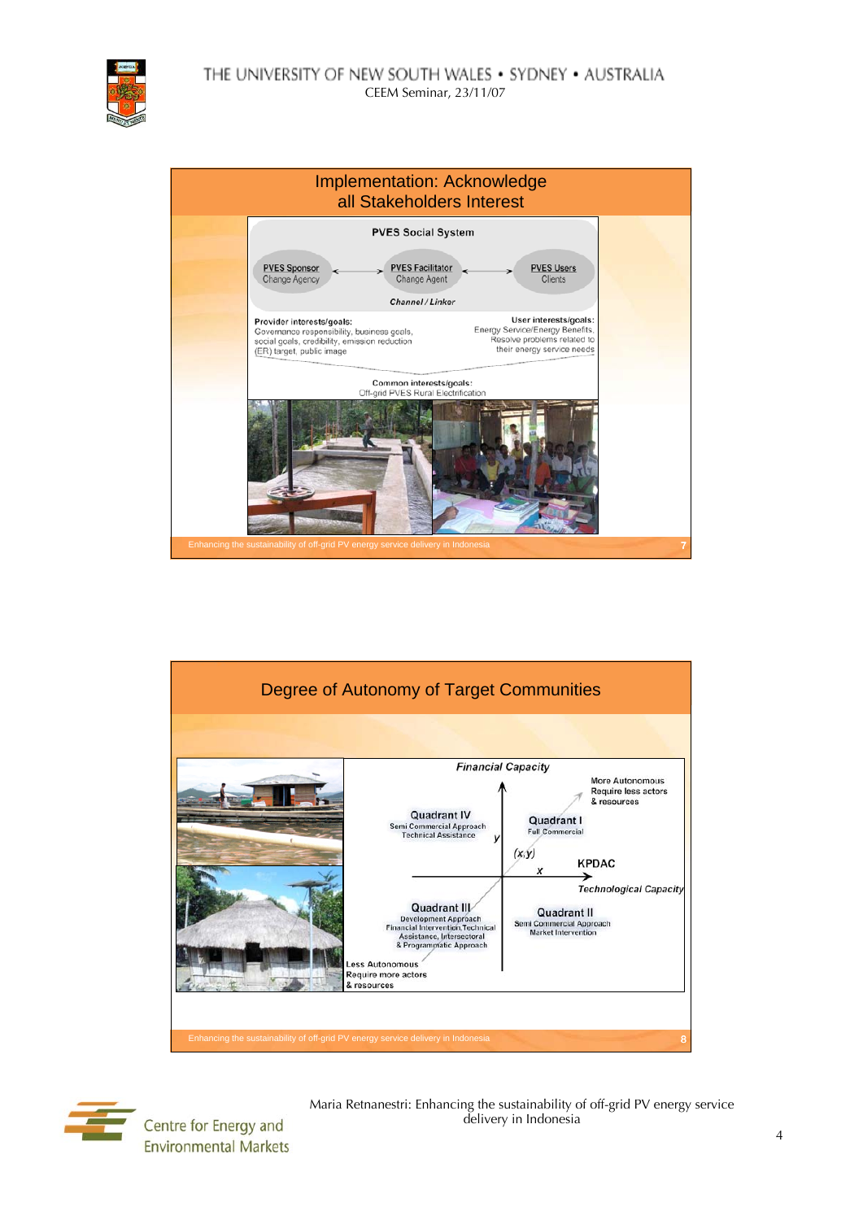## Implementation: Acknowledge all Stakeholders Interest

**PVES Social System**

PVES Sponsor — Change Agency ↔ PVES Facilitator — Change Agent ↔ PVES Users — Clients

*Channel / Linker*

**Provider interests/goals:**
Governance responsibility, business goals, social goals, credibility, emission reduction (ER) target, public image

**User interests/goals:**
Energy Service/Energy Benefits, Resolve problems related to their energy service needs

Common interests/goals:
Off-grid PVES Rural Electrification

## Degree of Autonomy of Target Communities

*Financial Capacity* (y-axis) / *Technological Capacity* (x-axis)

- **Quadrant IV** — Semi Commercial Approach, Technical Assistance
- **Quadrant I** — Full Commercial
- **Quadrant III** — Development Approach, Financial Intervention, Technical Assistance, Intersectoral & Programmatic Approach
- **Quadrant II** — Semi Commercial Approach, Market Intervention

(x,y) — KPDAC

More Autonomous: Require less actors & resources

Less Autonomous: Require more actors & resources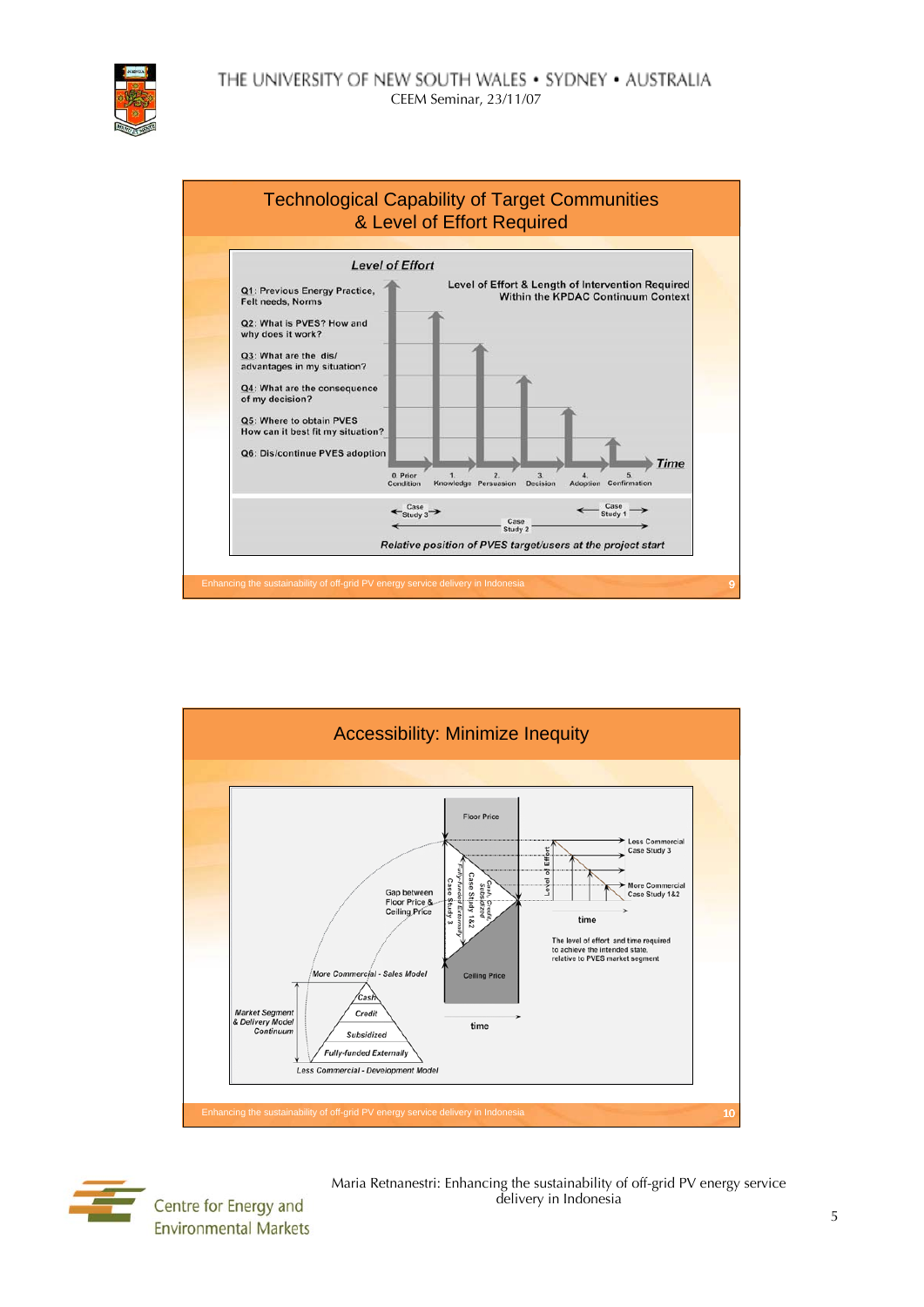## Technological Capability of Target Communities & Level of Effort Required

*Level of Effort*

Level of Effort & Length of Intervention Required Within the KPDAC Continuum Context

- Q1: Previous Energy Practice, Felt needs, Norms
- Q2: What is PVES? How and why does it work?
- Q3: What are the dis/ advantages in my situation?
- Q4: What are the consequence of my decision?
- Q5: Where to obtain PVES How can it best fit my situation?
- Q6: Dis/continue PVES adoption

0. Prior Condition — 1. Knowledge — 2. Persuasion — 3. Decision — 4. Adoption — 5. Confirmation — *Time*

Case Study 3 — Case Study 2 — Case Study 1

*Relative position of PVES target/users at the project start*

Enhancing the sustainability of off-grid PV energy service delivery in Indonesia

## Accessibility: Minimize Inequity

Floor Price — Ceiling Price — Gap between Floor Price & Ceiling Price — Case Study 3 (Fully-funded Externally) — Case Study 1&2 (Cash, Credit, Subsidized) — time

Level of Effort — Less Commercial Case Study 3 — More Commercial Case Study 1&2 — time

The level of effort and time required to achieve the intended state, relative to PVES market segment

*Market Segment & Delivery Model Continuum*: *More Commercial - Sales Model* — *Cash* — *Credit* — *Subsidized* — *Fully-funded Externally* — *Less Commercial - Development Model*

Enhancing the sustainability of off-grid PV energy service delivery in Indonesia

Maria Retnanestri: Enhancing the sustainability of off-grid PV energy service delivery in Indonesia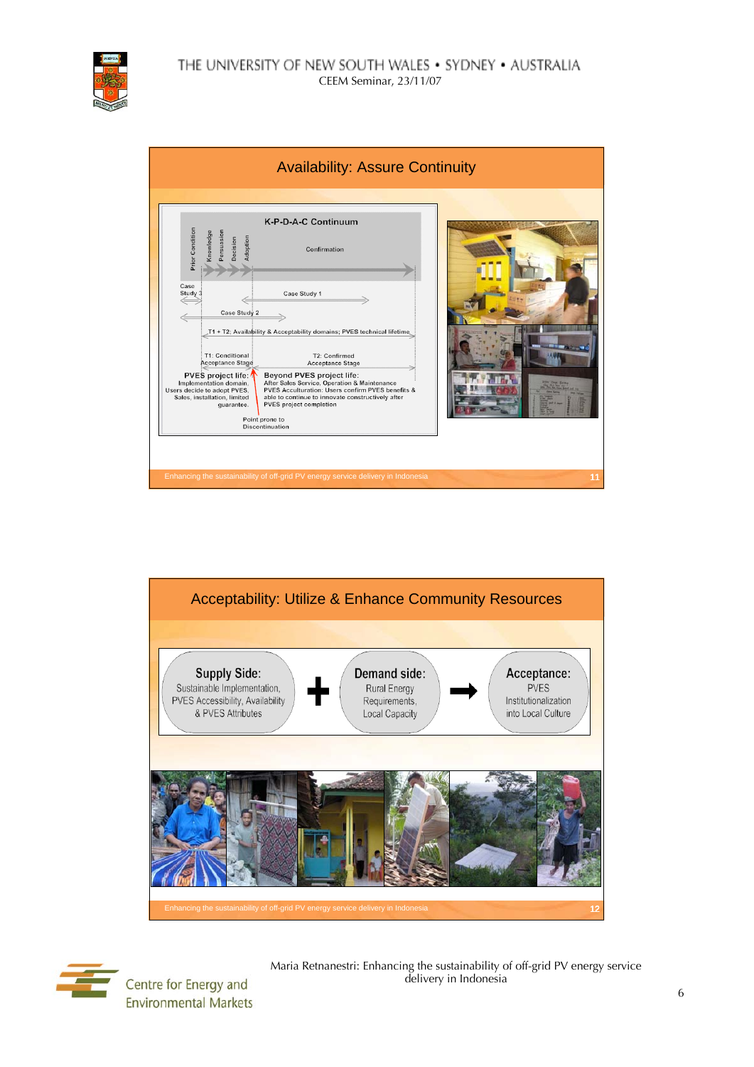## Availability: Assure Continuity

K-P-D-A-C Continuum

Prior Condition · Knowledge · Persuasion · Decision · Adoption · Confirmation

Case Study 3 · Case Study 1 · Case Study 2

T1 + T2: Availability & Acceptability domains; PVES technical lifetime

T1: Conditional Acceptance Stage

T2: Confirmed Acceptance Stage

**PVES project life:** Implementation domain. Users decide to adopt PVES. Sales, installation, limited guarantee.

**Beyond PVES project life:** After Sales Service, Operation & Maintenance. PVES Acculturation: Users confirm PVES benefits & able to continue to innovate constructively after PVES project completion

Point prone to Discontinuation

Enhancing the sustainability of off-grid PV energy service delivery in Indonesia

## Acceptability: Utilize & Enhance Community Resources

**Supply Side:** Sustainable Implementation, PVES Accessibility, Availability & PVES Attributes **+** **Demand side:** Rural Energy Requirements, Local Capacity **→** **Acceptance:** PVES Institutionalization into Local Culture

Enhancing the sustainability of off-grid PV energy service delivery in Indonesia

Centre for Energy and Environmental Markets

Maria Retnanestri: Enhancing the sustainability of off-grid PV energy service delivery in Indonesia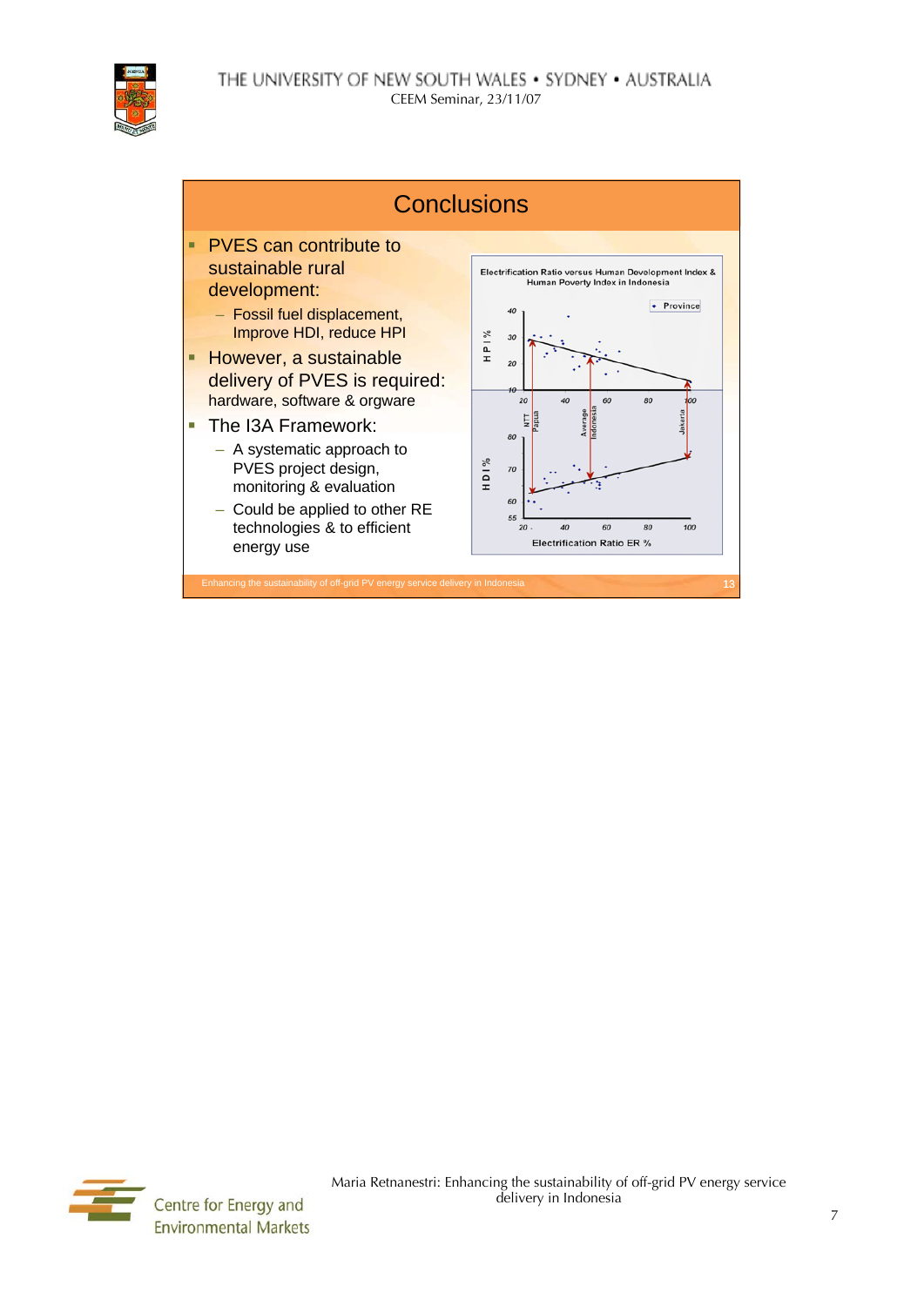## Conclusions

- PVES can contribute to sustainable rural development:
  - Fossil fuel displacement, Improve HDI, reduce HPI
- However, a sustainable delivery of PVES is required: hardware, software & orgware
- The I3A Framework:
  - A systematic approach to PVES project design, monitoring & evaluation
  - Could be applied to other RE technologies & to efficient energy use

Electrification Ratio versus Human Development Index & Human Poverty Index in Indonesia

Province

H P I %

40
30
20
10

20
40
60
80
100

NTT
Papua
Average Indonesia
Jakarta

H D I %

80
70
60
55

20
40
60
80
100

Electrification Ratio ER %

Enhancing the sustainability of off-grid PV energy service delivery in Indonesia

13